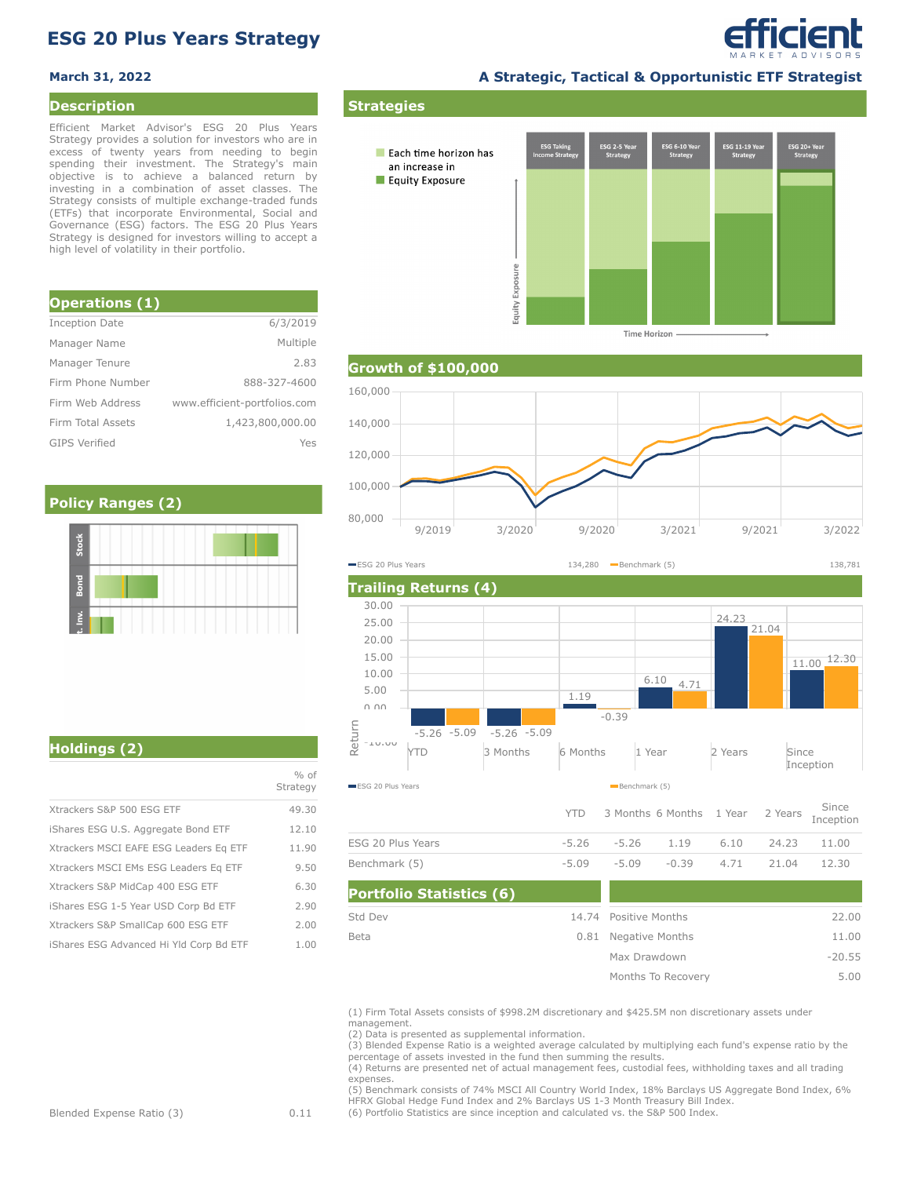# ESG 20 Plus Years Strategy

**March 31, 2022**

**A Strategic, Tactical & Opportunistic ETF Strategist**

## Description

Efficient Market Advisor's ESG 20 Plus Years Strategy provides a solution for investors who are in excess of twenty years from needing to begin spending their investment. The Strategy's main objective is to achieve a balanced return by investing in a combination of asset classes. The Strategy consists of multiple exchange-traded funds (ETFs) that incorporate Environmental, Social and Governance (ESG) factors. The ESG 20 Plus Years Strategy is designed for investors willing to accept a high level of volatility in their portfolio.

## Operations (1)

| | |
|---|---|
| Inception Date | 6/3/2019 |
| Manager Name | Multiple |
| Manager Tenure | 2.83 |
| Firm Phone Number | 888-327-4600 |
| Firm Web Address | www.efficient-portfolios.com |
| Firm Total Assets | 1,423,800,000.00 |
| GIPS Verified | Yes |

## Policy Ranges (2)

Stock, Bond, St. Inv.

## Holdings (2)

| | % of Strategy |
|---|---|
| Xtrackers S&P 500 ESG ETF | 49.30 |
| iShares ESG U.S. Aggregate Bond ETF | 12.10 |
| Xtrackers MSCI EAFE ESG Leaders Eq ETF | 11.90 |
| Xtrackers MSCI EMs ESG Leaders Eq ETF | 9.50 |
| Xtrackers S&P MidCap 400 ESG ETF | 6.30 |
| iShares ESG 1-5 Year USD Corp Bd ETF | 2.90 |
| Xtrackers S&P SmallCap 600 ESG ETF | 2.00 |
| iShares ESG Advanced Hi Yld Corp Bd ETF | 1.00 |

Blended Expense Ratio (3) 0.11

## Strategies

Each time horizon has an increase in Equity Exposure

ESG Taking Income Strategy | ESG 2-5 Year Strategy | ESG 6-10 Year Strategy | ESG 11-19 Year Strategy | ESG 20+ Year Strategy

Equity Exposure / Time Horizon

## Growth of $100,000

ESG 20 Plus Years 134,280 — Benchmark (5) 138,781

## Trailing Returns (4)

| | YTD | 3 Months | 6 Months | 1 Year | 2 Years | Since Inception |
|---|---|---|---|---|---|---|
| ESG 20 Plus Years | -5.26 | -5.26 | 1.19 | 6.10 | 24.23 | 11.00 |
| Benchmark (5) | -5.09 | -5.09 | -0.39 | 4.71 | 21.04 | 12.30 |

## Portfolio Statistics (6)

| | | | |
|---|---|---|---|
| Std Dev | 14.74 | Positive Months | 22.00 |
| Beta | 0.81 | Negative Months | 11.00 |
| | | Max Drawdown | -20.55 |
| | | Months To Recovery | 5.00 |

(1) Firm Total Assets consists of $998.2M discretionary and $425.5M non discretionary assets under management.
(2) Data is presented as supplemental information.
(3) Blended Expense Ratio is a weighted average calculated by multiplying each fund's expense ratio by the percentage of assets invested in the fund then summing the results.
(4) Returns are presented net of actual management fees, custodial fees, withholding taxes and all trading expenses.
(5) Benchmark consists of 74% MSCI All Country World Index, 18% Barclays US Aggregate Bond Index, 6% HFRX Global Hedge Fund Index and 2% Barclays US 1-3 Month Treasury Bill Index.
(6) Portfolio Statistics are since inception and calculated vs. the S&P 500 Index.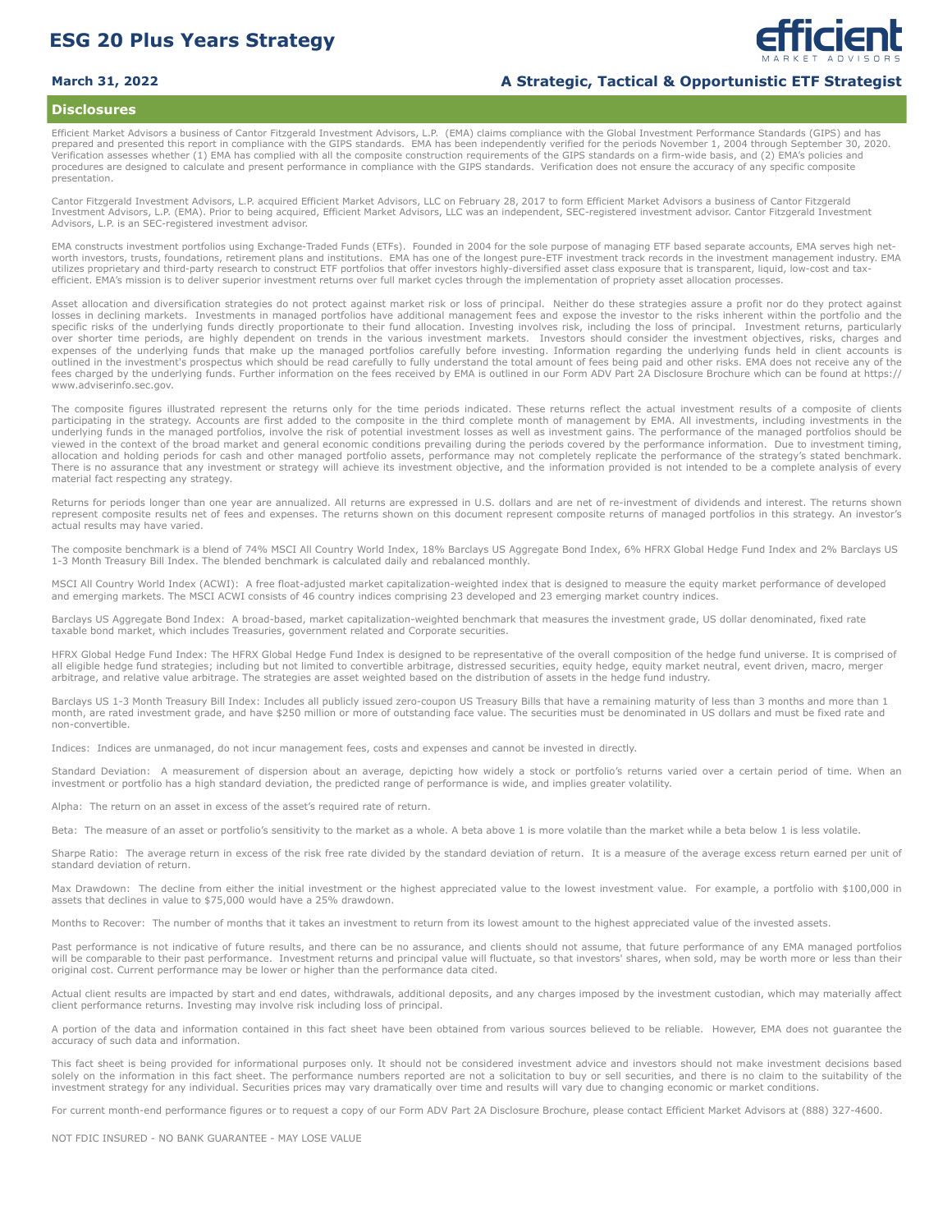# ESG 20 Plus Years Strategy

**March 31, 2022**

**A Strategic, Tactical & Opportunistic ETF Strategist**

## Disclosures

Efficient Market Advisors a business of Cantor Fitzgerald Investment Advisors, L.P. (EMA) claims compliance with the Global Investment Performance Standards (GIPS) and has prepared and presented this report in compliance with the GIPS standards. EMA has been independently verified for the periods November 1, 2004 through September 30, 2020. Verification assesses whether (1) EMA has complied with all the composite construction requirements of the GIPS standards on a firm-wide basis, and (2) EMA's policies and procedures are designed to calculate and present performance in compliance with the GIPS standards. Verification does not ensure the accuracy of any specific composite presentation.

Cantor Fitzgerald Investment Advisors, L.P. acquired Efficient Market Advisors, LLC on February 28, 2017 to form Efficient Market Advisors a business of Cantor Fitzgerald Investment Advisors, L.P. (EMA). Prior to being acquired, Efficient Market Advisors, LLC was an independent, SEC-registered investment advisor. Cantor Fitzgerald Investment Advisors, L.P. is an SEC-registered investment advisor.

EMA constructs investment portfolios using Exchange-Traded Funds (ETFs). Founded in 2004 for the sole purpose of managing ETF based separate accounts, EMA serves high net-worth investors, trusts, foundations, retirement plans and institutions. EMA has one of the longest pure-ETF investment track records in the investment management industry. EMA utilizes proprietary and third-party research to construct ETF portfolios that offer investors highly-diversified asset class exposure that is transparent, liquid, low-cost and tax-efficient. EMA's mission is to deliver superior investment returns over full market cycles through the implementation of propriety asset allocation processes.

Asset allocation and diversification strategies do not protect against market risk or loss of principal. Neither do these strategies assure a profit nor do they protect against losses in declining markets. Investments in managed portfolios have additional management fees and expose the investor to the risks inherent within the portfolio and the specific risks of the underlying funds directly proportionate to their fund allocation. Investing involves risk, including the loss of principal. Investment returns, particularly over shorter time periods, are highly dependent on trends in the various investment markets. Investors should consider the investment objectives, risks, charges and expenses of the underlying funds that make up the managed portfolios carefully before investing. Information regarding the underlying funds held in client accounts is outlined in the investment's prospectus which should be read carefully to fully understand the total amount of fees being paid and other risks. EMA does not receive any of the fees charged by the underlying funds. Further information on the fees received by EMA is outlined in our Form ADV Part 2A Disclosure Brochure which can be found at https://www.adviserinfo.sec.gov.

The composite figures illustrated represent the returns only for the time periods indicated. These returns reflect the actual investment results of a composite of clients participating in the strategy. Accounts are first added to the composite in the third complete month of management by EMA. All investments, including investments in the underlying funds in the managed portfolios, involve the risk of potential investment losses as well as investment gains. The performance of the managed portfolios should be viewed in the context of the broad market and general economic conditions prevailing during the periods covered by the performance information. Due to investment timing, allocation and holding periods for cash and other managed portfolio assets, performance may not completely replicate the performance of the strategy's stated benchmark. There is no assurance that any investment or strategy will achieve its investment objective, and the information provided is not intended to be a complete analysis of every material fact respecting any strategy.

Returns for periods longer than one year are annualized. All returns are expressed in U.S. dollars and are net of re-investment of dividends and interest. The returns shown represent composite results net of fees and expenses. The returns shown on this document represent composite returns of managed portfolios in this strategy. An investor's actual results may have varied.

The composite benchmark is a blend of 74% MSCI All Country World Index, 18% Barclays US Aggregate Bond Index, 6% HFRX Global Hedge Fund Index and 2% Barclays US 1-3 Month Treasury Bill Index. The blended benchmark is calculated daily and rebalanced monthly.

MSCI All Country World Index (ACWI): A free float-adjusted market capitalization-weighted index that is designed to measure the equity market performance of developed and emerging markets. The MSCI ACWI consists of 46 country indices comprising 23 developed and 23 emerging market country indices.

Barclays US Aggregate Bond Index: A broad-based, market capitalization-weighted benchmark that measures the investment grade, US dollar denominated, fixed rate taxable bond market, which includes Treasuries, government related and Corporate securities.

HFRX Global Hedge Fund Index: The HFRX Global Hedge Fund Index is designed to be representative of the overall composition of the hedge fund universe. It is comprised of all eligible hedge fund strategies; including but not limited to convertible arbitrage, distressed securities, equity hedge, equity market neutral, event driven, macro, merger arbitrage, and relative value arbitrage. The strategies are asset weighted based on the distribution of assets in the hedge fund industry.

Barclays US 1-3 Month Treasury Bill Index: Includes all publicly issued zero-coupon US Treasury Bills that have a remaining maturity of less than 3 months and more than 1 month, are rated investment grade, and have $250 million or more of outstanding face value. The securities must be denominated in US dollars and must be fixed rate and non-convertible.

Indices: Indices are unmanaged, do not incur management fees, costs and expenses and cannot be invested in directly.

Standard Deviation: A measurement of dispersion about an average, depicting how widely a stock or portfolio's returns varied over a certain period of time. When an investment or portfolio has a high standard deviation, the predicted range of performance is wide, and implies greater volatility.

Alpha: The return on an asset in excess of the asset's required rate of return.

Beta: The measure of an asset or portfolio's sensitivity to the market as a whole. A beta above 1 is more volatile than the market while a beta below 1 is less volatile.

Sharpe Ratio: The average return in excess of the risk free rate divided by the standard deviation of return. It is a measure of the average excess return earned per unit of standard deviation of return.

Max Drawdown: The decline from either the initial investment or the highest appreciated value to the lowest investment value. For example, a portfolio with $100,000 in assets that declines in value to $75,000 would have a 25% drawdown.

Months to Recover: The number of months that it takes an investment to return from its lowest amount to the highest appreciated value of the invested assets.

Past performance is not indicative of future results, and there can be no assurance, and clients should not assume, that future performance of any EMA managed portfolios will be comparable to their past performance. Investment returns and principal value will fluctuate, so that investors' shares, when sold, may be worth more or less than their original cost. Current performance may be lower or higher than the performance data cited.

Actual client results are impacted by start and end dates, withdrawals, additional deposits, and any charges imposed by the investment custodian, which may materially affect client performance returns. Investing may involve risk including loss of principal.

A portion of the data and information contained in this fact sheet have been obtained from various sources believed to be reliable. However, EMA does not guarantee the accuracy of such data and information.

This fact sheet is being provided for informational purposes only. It should not be considered investment advice and investors should not make investment decisions based solely on the information in this fact sheet. The performance numbers reported are not a solicitation to buy or sell securities, and there is no claim to the suitability of the investment strategy for any individual. Securities prices may vary dramatically over time and results will vary due to changing economic or market conditions.

For current month-end performance figures or to request a copy of our Form ADV Part 2A Disclosure Brochure, please contact Efficient Market Advisors at (888) 327-4600.

NOT FDIC INSURED - NO BANK GUARANTEE - MAY LOSE VALUE